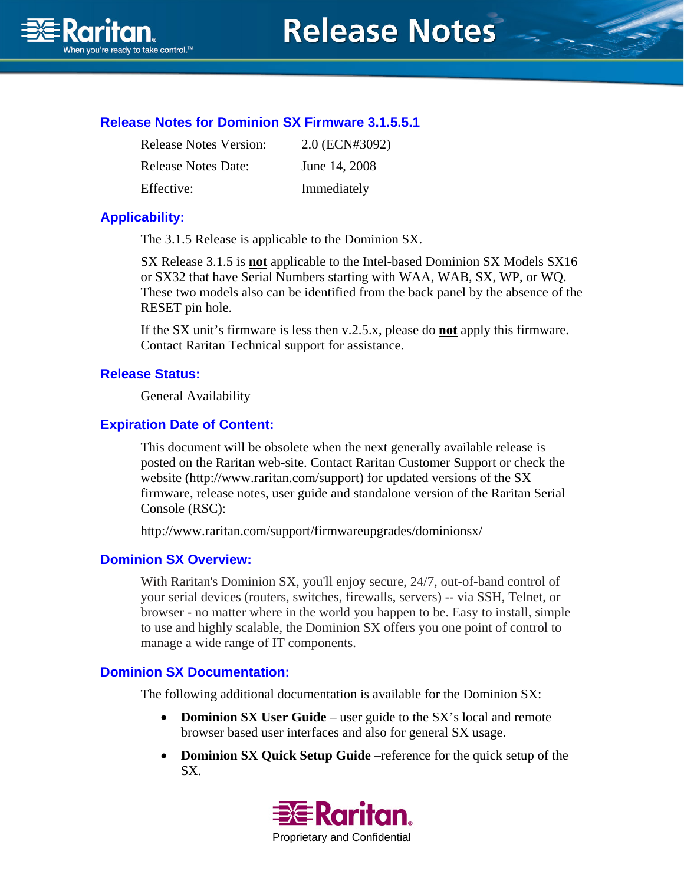# Release Notes

## Release Notes for Dominion SX Firmware 3.1.5.5.1

| | |
|---|---|
| Release Notes Version: | 2.0 (ECN#3092) |
| Release Notes Date: | June 14, 2008 |
| Effective: | Immediately |

## Applicability:

The 3.1.5 Release is applicable to the Dominion SX.

SX Release 3.1.5 is **not** applicable to the Intel-based Dominion SX Models SX16 or SX32 that have Serial Numbers starting with WAA, WAB, SX, WP, or WQ. These two models also can be identified from the back panel by the absence of the RESET pin hole.

If the SX unit's firmware is less then v.2.5.x, please do **not** apply this firmware. Contact Raritan Technical support for assistance.

## Release Status:

General Availability

## Expiration Date of Content:

This document will be obsolete when the next generally available release is posted on the Raritan web-site. Contact Raritan Customer Support or check the website (http://www.raritan.com/support) for updated versions of the SX firmware, release notes, user guide and standalone version of the Raritan Serial Console (RSC):

http://www.raritan.com/support/firmwareupgrades/dominionsx/

## Dominion SX Overview:

With Raritan's Dominion SX, you'll enjoy secure, 24/7, out-of-band control of your serial devices (routers, switches, firewalls, servers) -- via SSH, Telnet, or browser - no matter where in the world you happen to be. Easy to install, simple to use and highly scalable, the Dominion SX offers you one point of control to manage a wide range of IT components.

## Dominion SX Documentation:

The following additional documentation is available for the Dominion SX:

- **Dominion SX User Guide** – user guide to the SX's local and remote browser based user interfaces and also for general SX usage.
- **Dominion SX Quick Setup Guide** –reference for the quick setup of the SX.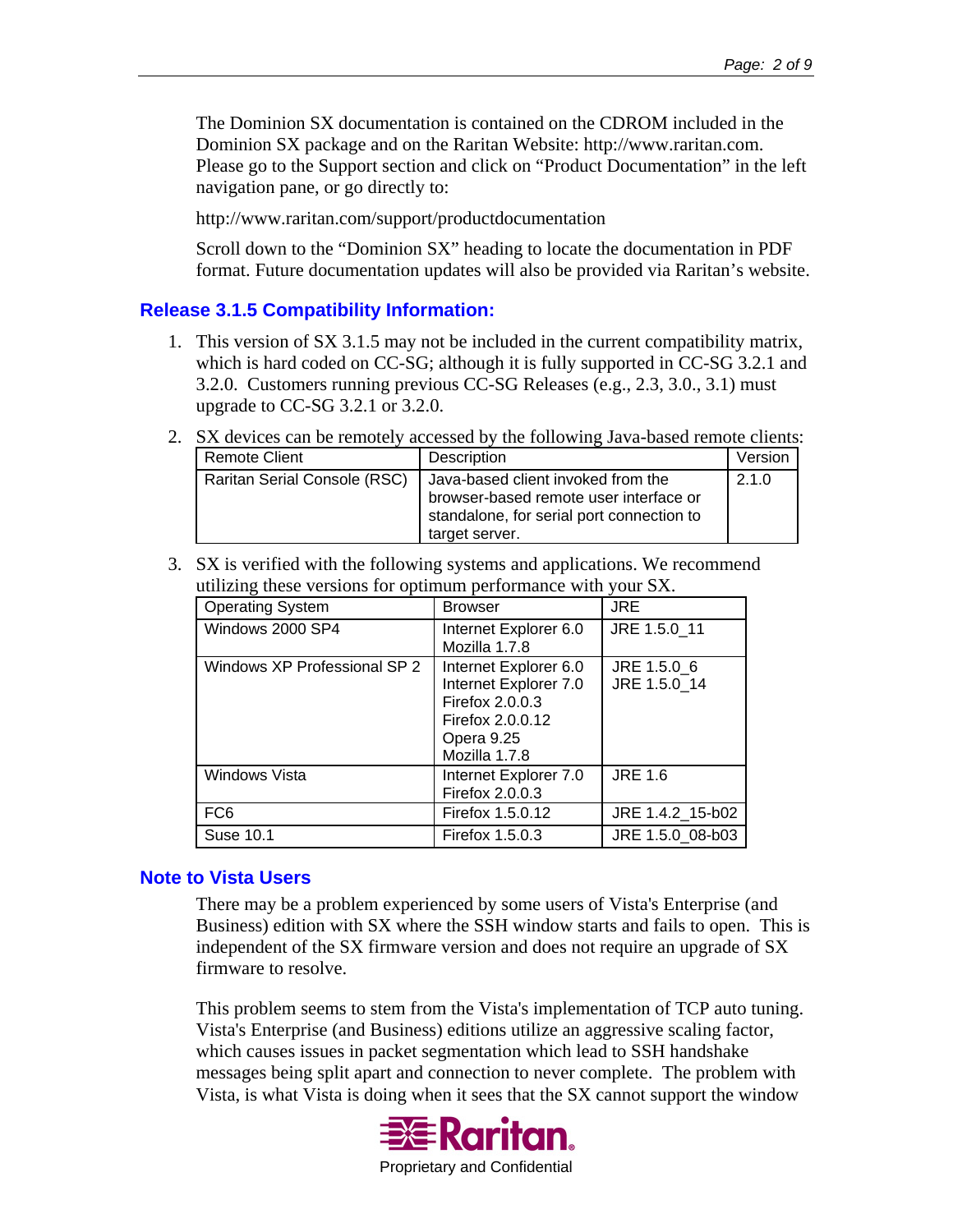The Dominion SX documentation is contained on the CDROM included in the Dominion SX package and on the Raritan Website: http://www.raritan.com. Please go to the Support section and click on "Product Documentation" in the left navigation pane, or go directly to:

http://www.raritan.com/support/productdocumentation

Scroll down to the "Dominion SX" heading to locate the documentation in PDF format. Future documentation updates will also be provided via Raritan's website.

## Release 3.1.5 Compatibility Information:

1. This version of SX 3.1.5 may not be included in the current compatibility matrix, which is hard coded on CC-SG; although it is fully supported in CC-SG 3.2.1 and 3.2.0. Customers running previous CC-SG Releases (e.g., 2.3, 3.0., 3.1) must upgrade to CC-SG 3.2.1 or 3.2.0.

2. SX devices can be remotely accessed by the following Java-based remote clients:

| Remote Client | Description | Version |
|---|---|---|
| Raritan Serial Console (RSC) | Java-based client invoked from the browser-based remote user interface or standalone, for serial port connection to target server. | 2.1.0 |

3. SX is verified with the following systems and applications. We recommend utilizing these versions for optimum performance with your SX.

| Operating System | Browser | JRE |
|---|---|---|
| Windows 2000 SP4 | Internet Explorer 6.0<br>Mozilla 1.7.8 | JRE 1.5.0_11 |
| Windows XP Professional SP 2 | Internet Explorer 6.0<br>Internet Explorer 7.0<br>Firefox 2.0.0.3<br>Firefox 2.0.0.12<br>Opera 9.25<br>Mozilla 1.7.8 | JRE 1.5.0_6<br>JRE 1.5.0_14 |
| Windows Vista | Internet Explorer 7.0<br>Firefox 2.0.0.3 | JRE 1.6 |
| FC6 | Firefox 1.5.0.12 | JRE 1.4.2_15-b02 |
| Suse 10.1 | Firefox 1.5.0.3 | JRE 1.5.0_08-b03 |

## Note to Vista Users

There may be a problem experienced by some users of Vista's Enterprise (and Business) edition with SX where the SSH window starts and fails to open. This is independent of the SX firmware version and does not require an upgrade of SX firmware to resolve.

This problem seems to stem from the Vista's implementation of TCP auto tuning. Vista's Enterprise (and Business) editions utilize an aggressive scaling factor, which causes issues in packet segmentation which lead to SSH handshake messages being split apart and connection to never complete. The problem with Vista, is what Vista is doing when it sees that the SX cannot support the window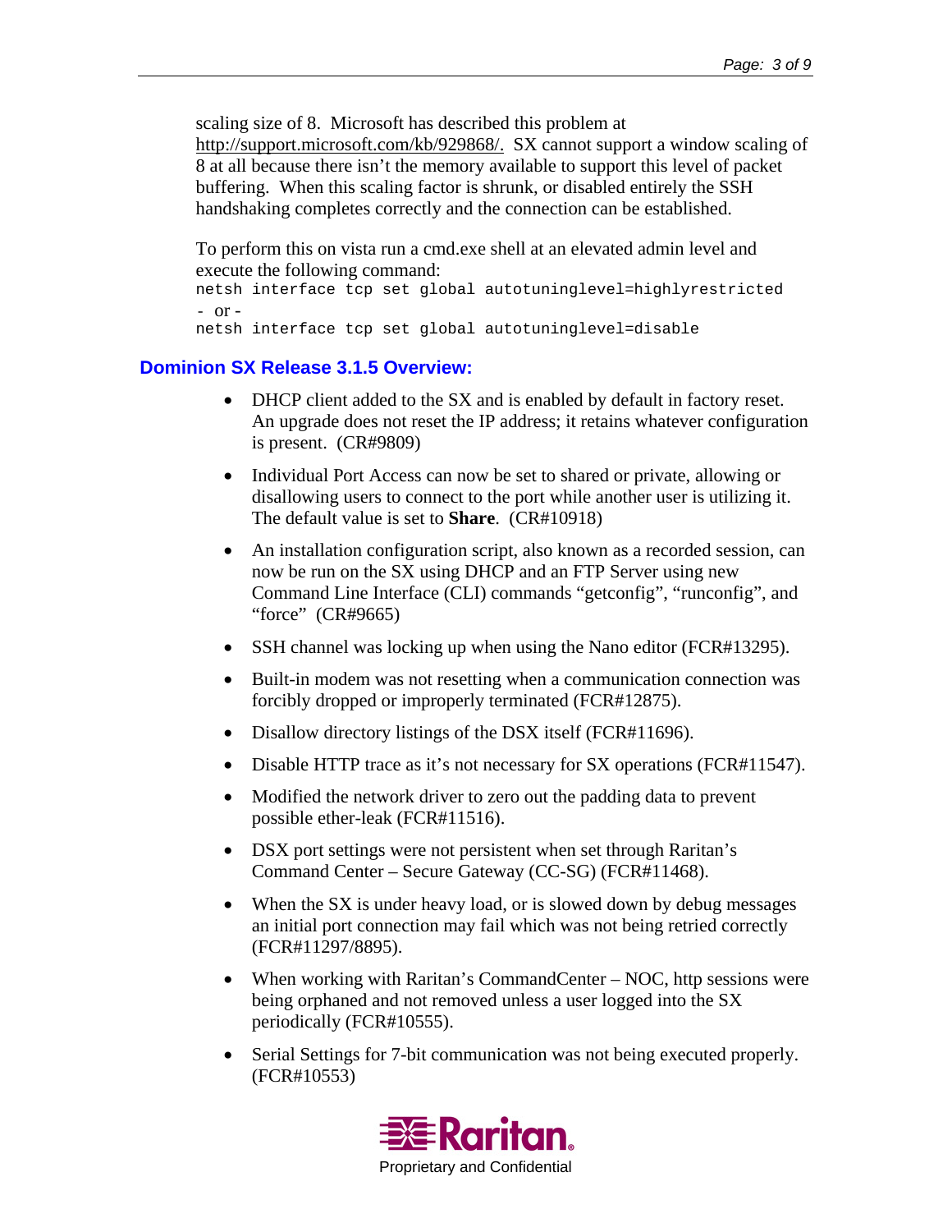scaling size of 8. Microsoft has described this problem at http://support.microsoft.com/kb/929868/. SX cannot support a window scaling of 8 at all because there isn't the memory available to support this level of packet buffering. When this scaling factor is shrunk, or disabled entirely the SSH handshaking completes correctly and the connection can be established.

To perform this on vista run a cmd.exe shell at an elevated admin level and execute the following command:

```
netsh interface tcp set global autotuninglevel=highlyrestricted
```

\- or -

```
netsh interface tcp set global autotuninglevel=disable
```

## Dominion SX Release 3.1.5 Overview:

- DHCP client added to the SX and is enabled by default in factory reset. An upgrade does not reset the IP address; it retains whatever configuration is present. (CR#9809)
- Individual Port Access can now be set to shared or private, allowing or disallowing users to connect to the port while another user is utilizing it. The default value is set to **Share**. (CR#10918)
- An installation configuration script, also known as a recorded session, can now be run on the SX using DHCP and an FTP Server using new Command Line Interface (CLI) commands "getconfig", "runconfig", and "force" (CR#9665)
- SSH channel was locking up when using the Nano editor (FCR#13295).
- Built-in modem was not resetting when a communication connection was forcibly dropped or improperly terminated (FCR#12875).
- Disallow directory listings of the DSX itself (FCR#11696).
- Disable HTTP trace as it's not necessary for SX operations (FCR#11547).
- Modified the network driver to zero out the padding data to prevent possible ether-leak (FCR#11516).
- DSX port settings were not persistent when set through Raritan's Command Center – Secure Gateway (CC-SG) (FCR#11468).
- When the SX is under heavy load, or is slowed down by debug messages an initial port connection may fail which was not being retried correctly (FCR#11297/8895).
- When working with Raritan's CommandCenter – NOC, http sessions were being orphaned and not removed unless a user logged into the SX periodically (FCR#10555).
- Serial Settings for 7-bit communication was not being executed properly. (FCR#10553)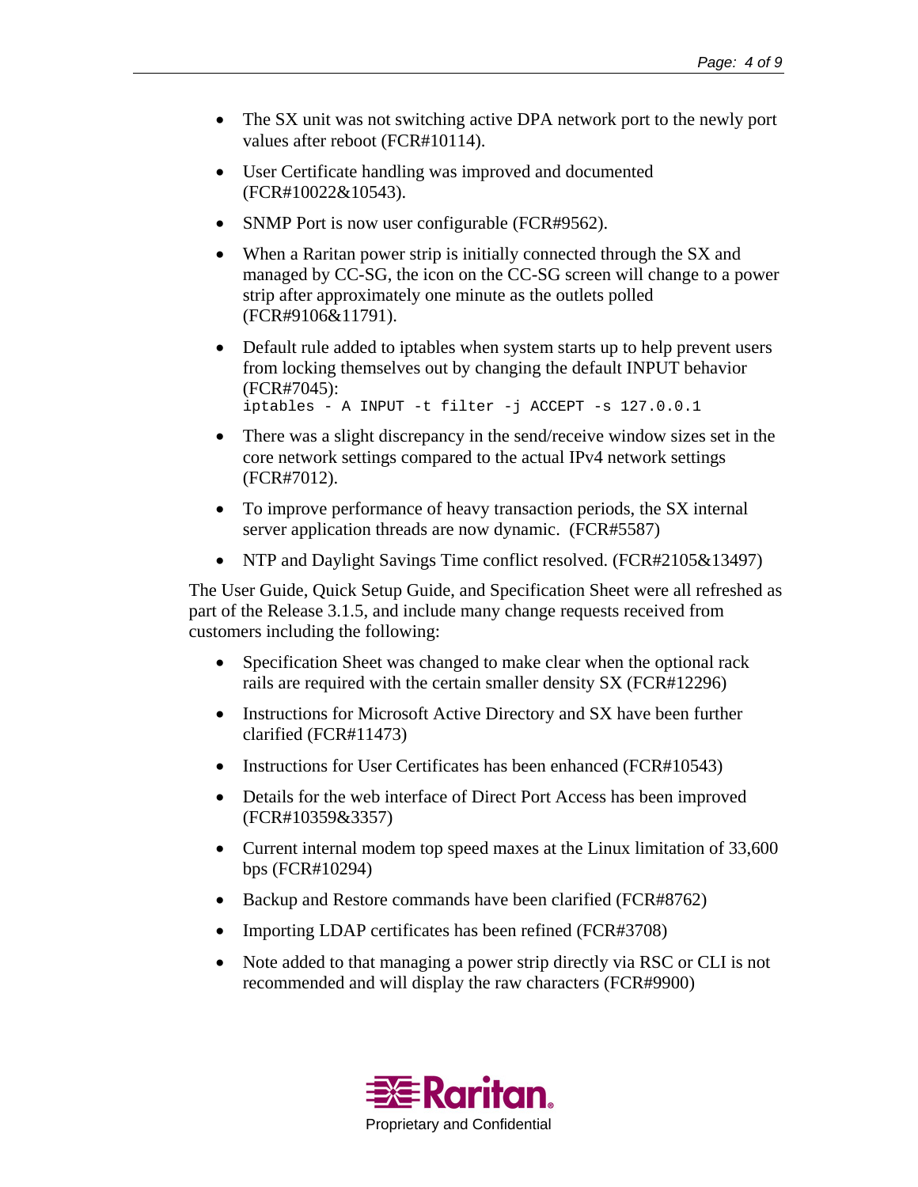- The SX unit was not switching active DPA network port to the newly port values after reboot (FCR#10114).
- User Certificate handling was improved and documented (FCR#10022&10543).
- SNMP Port is now user configurable (FCR#9562).
- When a Raritan power strip is initially connected through the SX and managed by CC-SG, the icon on the CC-SG screen will change to a power strip after approximately one minute as the outlets polled (FCR#9106&11791).
- Default rule added to iptables when system starts up to help prevent users from locking themselves out by changing the default INPUT behavior (FCR#7045):
  `iptables - A INPUT -t filter -j ACCEPT -s 127.0.0.1`
- There was a slight discrepancy in the send/receive window sizes set in the core network settings compared to the actual IPv4 network settings (FCR#7012).
- To improve performance of heavy transaction periods, the SX internal server application threads are now dynamic. (FCR#5587)
- NTP and Daylight Savings Time conflict resolved. (FCR#2105&13497)

The User Guide, Quick Setup Guide, and Specification Sheet were all refreshed as part of the Release 3.1.5, and include many change requests received from customers including the following:

- Specification Sheet was changed to make clear when the optional rack rails are required with the certain smaller density SX (FCR#12296)
- Instructions for Microsoft Active Directory and SX have been further clarified (FCR#11473)
- Instructions for User Certificates has been enhanced (FCR#10543)
- Details for the web interface of Direct Port Access has been improved (FCR#10359&3357)
- Current internal modem top speed maxes at the Linux limitation of 33,600 bps (FCR#10294)
- Backup and Restore commands have been clarified (FCR#8762)
- Importing LDAP certificates has been refined (FCR#3708)
- Note added to that managing a power strip directly via RSC or CLI is not recommended and will display the raw characters (FCR#9900)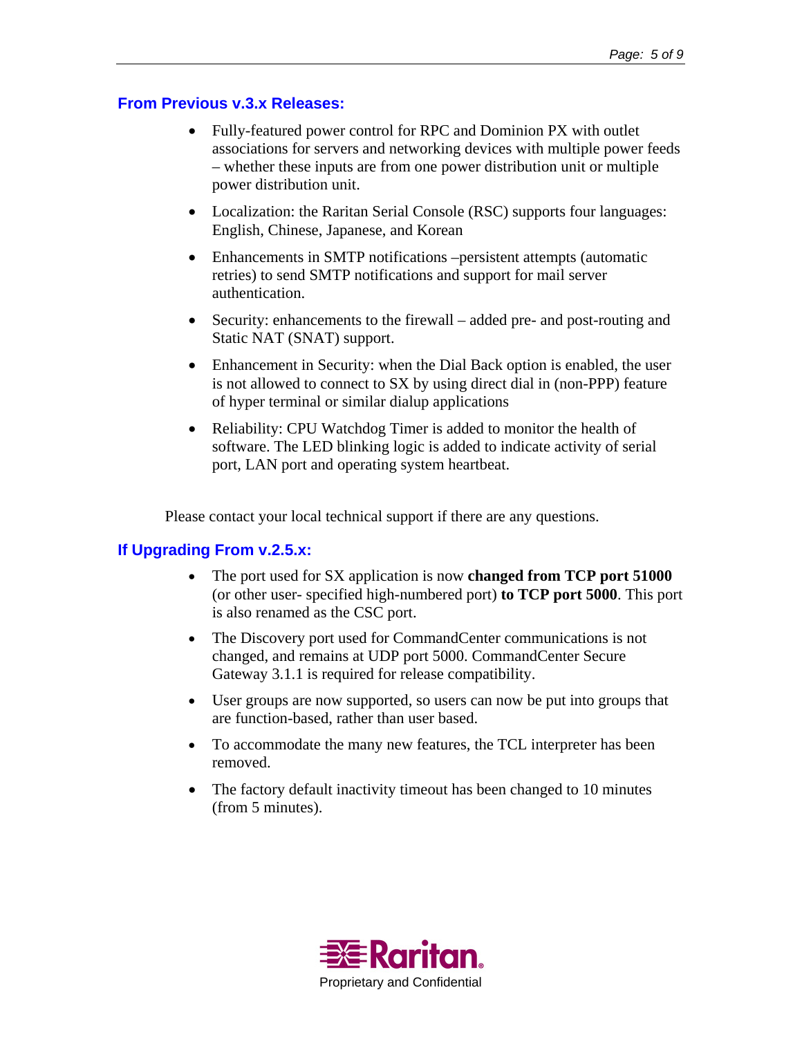## From Previous v.3.x Releases:

- Fully-featured power control for RPC and Dominion PX with outlet associations for servers and networking devices with multiple power feeds – whether these inputs are from one power distribution unit or multiple power distribution unit.
- Localization: the Raritan Serial Console (RSC) supports four languages: English, Chinese, Japanese, and Korean
- Enhancements in SMTP notifications –persistent attempts (automatic retries) to send SMTP notifications and support for mail server authentication.
- Security: enhancements to the firewall – added pre- and post-routing and Static NAT (SNAT) support.
- Enhancement in Security: when the Dial Back option is enabled, the user is not allowed to connect to SX by using direct dial in (non-PPP) feature of hyper terminal or similar dialup applications
- Reliability: CPU Watchdog Timer is added to monitor the health of software. The LED blinking logic is added to indicate activity of serial port, LAN port and operating system heartbeat.

Please contact your local technical support if there are any questions.

## If Upgrading From v.2.5.x:

- The port used for SX application is now **changed from TCP port 51000** (or other user- specified high-numbered port) **to TCP port 5000**. This port is also renamed as the CSC port.
- The Discovery port used for CommandCenter communications is not changed, and remains at UDP port 5000. CommandCenter Secure Gateway 3.1.1 is required for release compatibility.
- User groups are now supported, so users can now be put into groups that are function-based, rather than user based.
- To accommodate the many new features, the TCL interpreter has been removed.
- The factory default inactivity timeout has been changed to 10 minutes (from 5 minutes).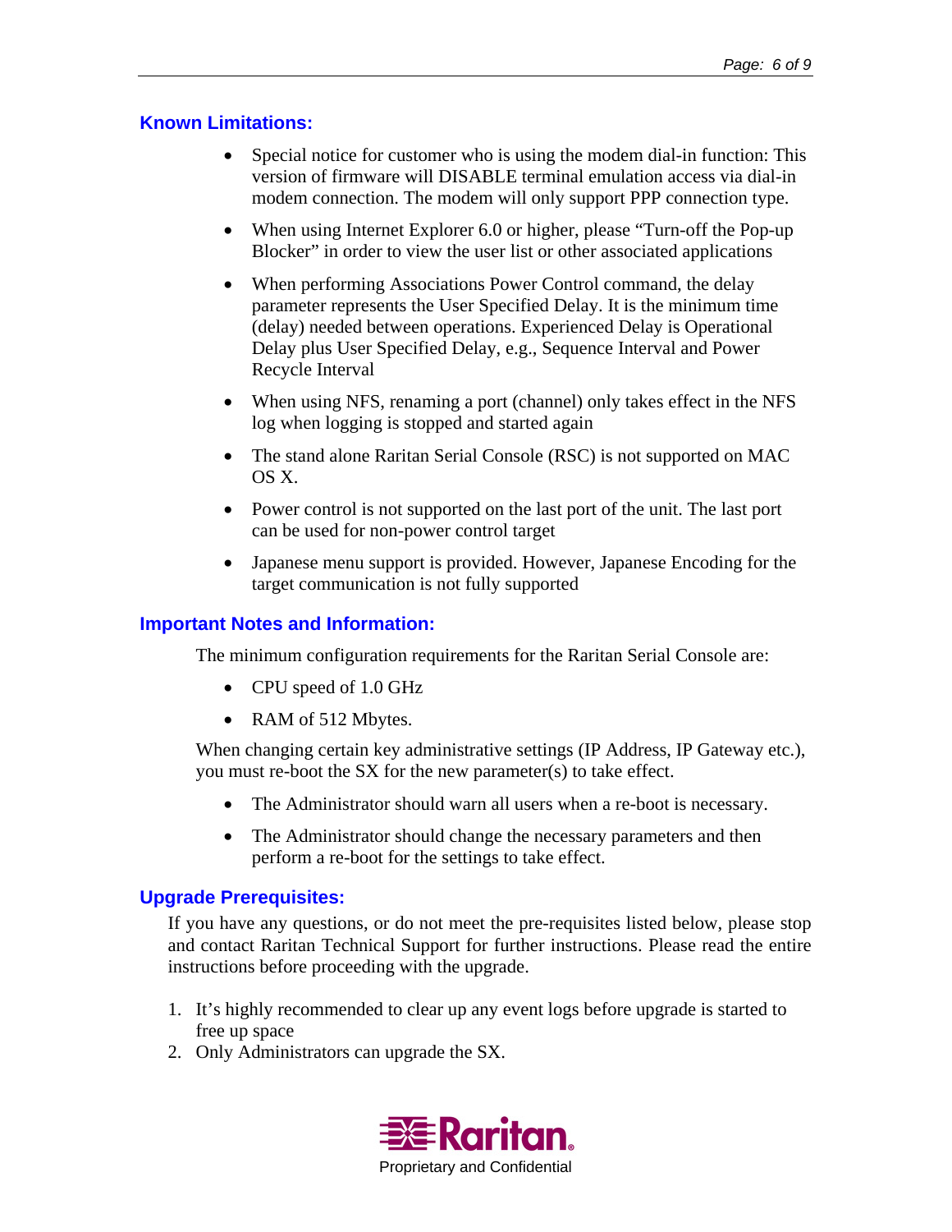## Known Limitations:

- Special notice for customer who is using the modem dial-in function: This version of firmware will DISABLE terminal emulation access via dial-in modem connection. The modem will only support PPP connection type.
- When using Internet Explorer 6.0 or higher, please "Turn-off the Pop-up Blocker" in order to view the user list or other associated applications
- When performing Associations Power Control command, the delay parameter represents the User Specified Delay. It is the minimum time (delay) needed between operations. Experienced Delay is Operational Delay plus User Specified Delay, e.g., Sequence Interval and Power Recycle Interval
- When using NFS, renaming a port (channel) only takes effect in the NFS log when logging is stopped and started again
- The stand alone Raritan Serial Console (RSC) is not supported on MAC OS X.
- Power control is not supported on the last port of the unit. The last port can be used for non-power control target
- Japanese menu support is provided. However, Japanese Encoding for the target communication is not fully supported

## Important Notes and Information:

The minimum configuration requirements for the Raritan Serial Console are:

- CPU speed of 1.0 GHz
- RAM of 512 Mbytes.

When changing certain key administrative settings (IP Address, IP Gateway etc.), you must re-boot the SX for the new parameter(s) to take effect.

- The Administrator should warn all users when a re-boot is necessary.
- The Administrator should change the necessary parameters and then perform a re-boot for the settings to take effect.

## Upgrade Prerequisites:

If you have any questions, or do not meet the pre-requisites listed below, please stop and contact Raritan Technical Support for further instructions. Please read the entire instructions before proceeding with the upgrade.

1. It's highly recommended to clear up any event logs before upgrade is started to free up space
2. Only Administrators can upgrade the SX.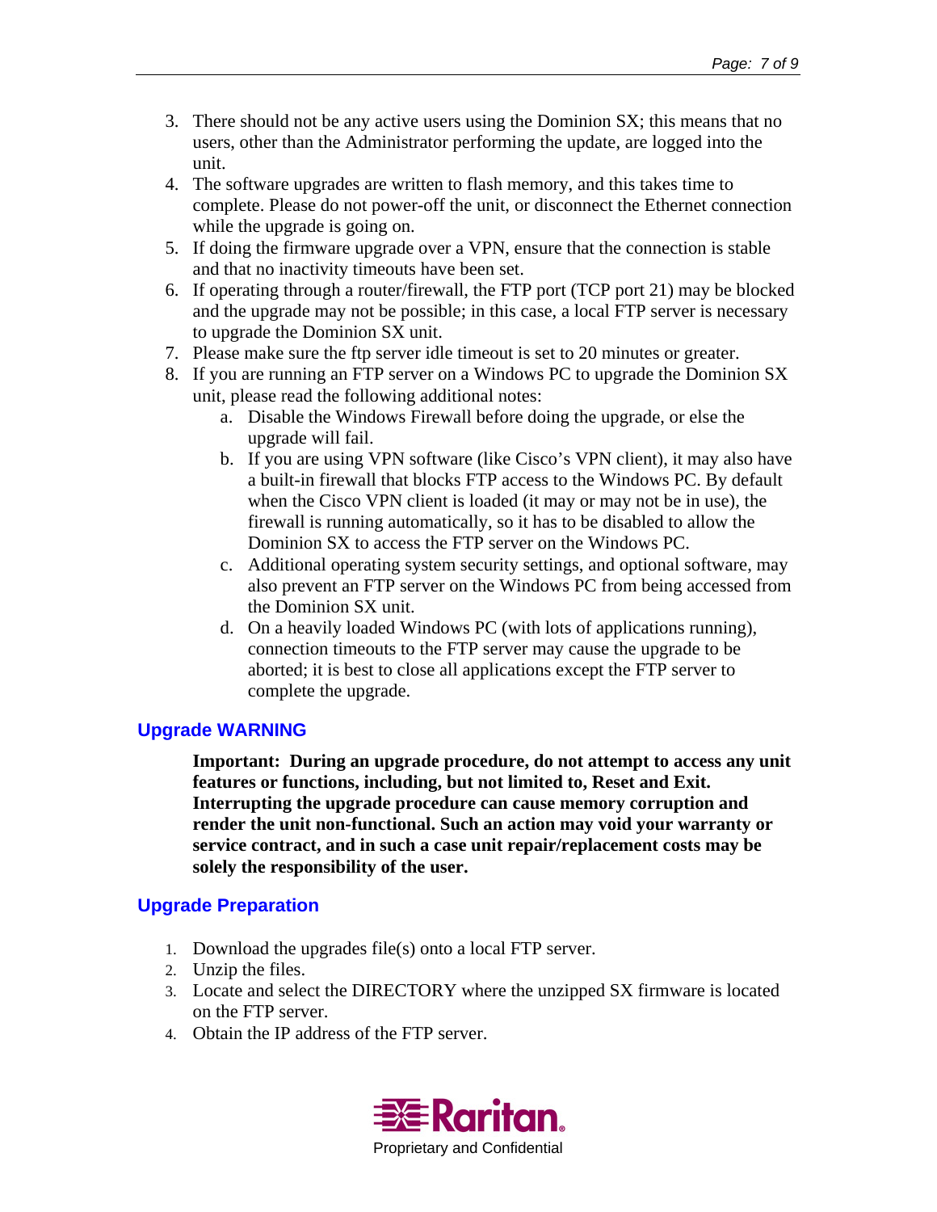3. There should not be any active users using the Dominion SX; this means that no users, other than the Administrator performing the update, are logged into the unit.
4. The software upgrades are written to flash memory, and this takes time to complete. Please do not power-off the unit, or disconnect the Ethernet connection while the upgrade is going on.
5. If doing the firmware upgrade over a VPN, ensure that the connection is stable and that no inactivity timeouts have been set.
6. If operating through a router/firewall, the FTP port (TCP port 21) may be blocked and the upgrade may not be possible; in this case, a local FTP server is necessary to upgrade the Dominion SX unit.
7. Please make sure the ftp server idle timeout is set to 20 minutes or greater.
8. If you are running an FTP server on a Windows PC to upgrade the Dominion SX unit, please read the following additional notes:
    a. Disable the Windows Firewall before doing the upgrade, or else the upgrade will fail.
    b. If you are using VPN software (like Cisco's VPN client), it may also have a built-in firewall that blocks FTP access to the Windows PC. By default when the Cisco VPN client is loaded (it may or may not be in use), the firewall is running automatically, so it has to be disabled to allow the Dominion SX to access the FTP server on the Windows PC.
    c. Additional operating system security settings, and optional software, may also prevent an FTP server on the Windows PC from being accessed from the Dominion SX unit.
    d. On a heavily loaded Windows PC (with lots of applications running), connection timeouts to the FTP server may cause the upgrade to be aborted; it is best to close all applications except the FTP server to complete the upgrade.

## Upgrade WARNING

**Important: During an upgrade procedure, do not attempt to access any unit features or functions, including, but not limited to, Reset and Exit. Interrupting the upgrade procedure can cause memory corruption and render the unit non-functional. Such an action may void your warranty or service contract, and in such a case unit repair/replacement costs may be solely the responsibility of the user.**

## Upgrade Preparation

1. Download the upgrades file(s) onto a local FTP server.
2. Unzip the files.
3. Locate and select the DIRECTORY where the unzipped SX firmware is located on the FTP server.
4. Obtain the IP address of the FTP server.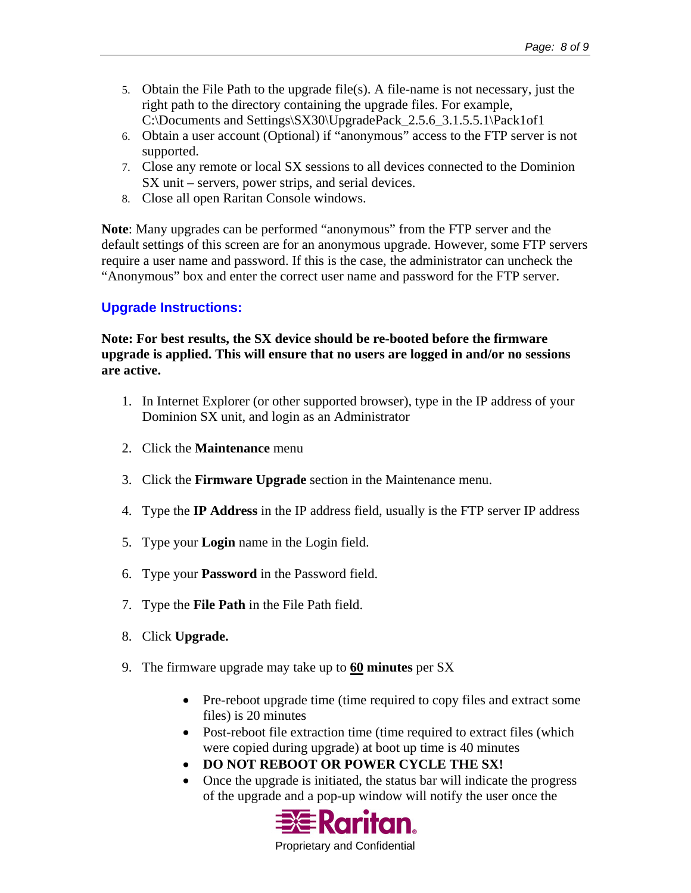5. Obtain the File Path to the upgrade file(s). A file-name is not necessary, just the right path to the directory containing the upgrade files. For example, C:\Documents and Settings\SX30\UpgradePack_2.5.6_3.1.5.5.1\Pack1of1
6. Obtain a user account (Optional) if "anonymous" access to the FTP server is not supported.
7. Close any remote or local SX sessions to all devices connected to the Dominion SX unit – servers, power strips, and serial devices.
8. Close all open Raritan Console windows.

**Note**: Many upgrades can be performed "anonymous" from the FTP server and the default settings of this screen are for an anonymous upgrade. However, some FTP servers require a user name and password. If this is the case, the administrator can uncheck the "Anonymous" box and enter the correct user name and password for the FTP server.

## Upgrade Instructions:

**Note: For best results, the SX device should be re-booted before the firmware upgrade is applied. This will ensure that no users are logged in and/or no sessions are active.**

1. In Internet Explorer (or other supported browser), type in the IP address of your Dominion SX unit, and login as an Administrator

2. Click the **Maintenance** menu

3. Click the **Firmware Upgrade** section in the Maintenance menu.

4. Type the **IP Address** in the IP address field, usually is the FTP server IP address

5. Type your **Login** name in the Login field.

6. Type your **Password** in the Password field.

7. Type the **File Path** in the File Path field.

8. Click **Upgrade.**

9. The firmware upgrade may take up to **<u>60</u> minutes** per SX

    - Pre-reboot upgrade time (time required to copy files and extract some files) is 20 minutes
    - Post-reboot file extraction time (time required to extract files (which were copied during upgrade) at boot up time is 40 minutes
    - **DO NOT REBOOT OR POWER CYCLE THE SX!**
    - Once the upgrade is initiated, the status bar will indicate the progress of the upgrade and a pop-up window will notify the user once the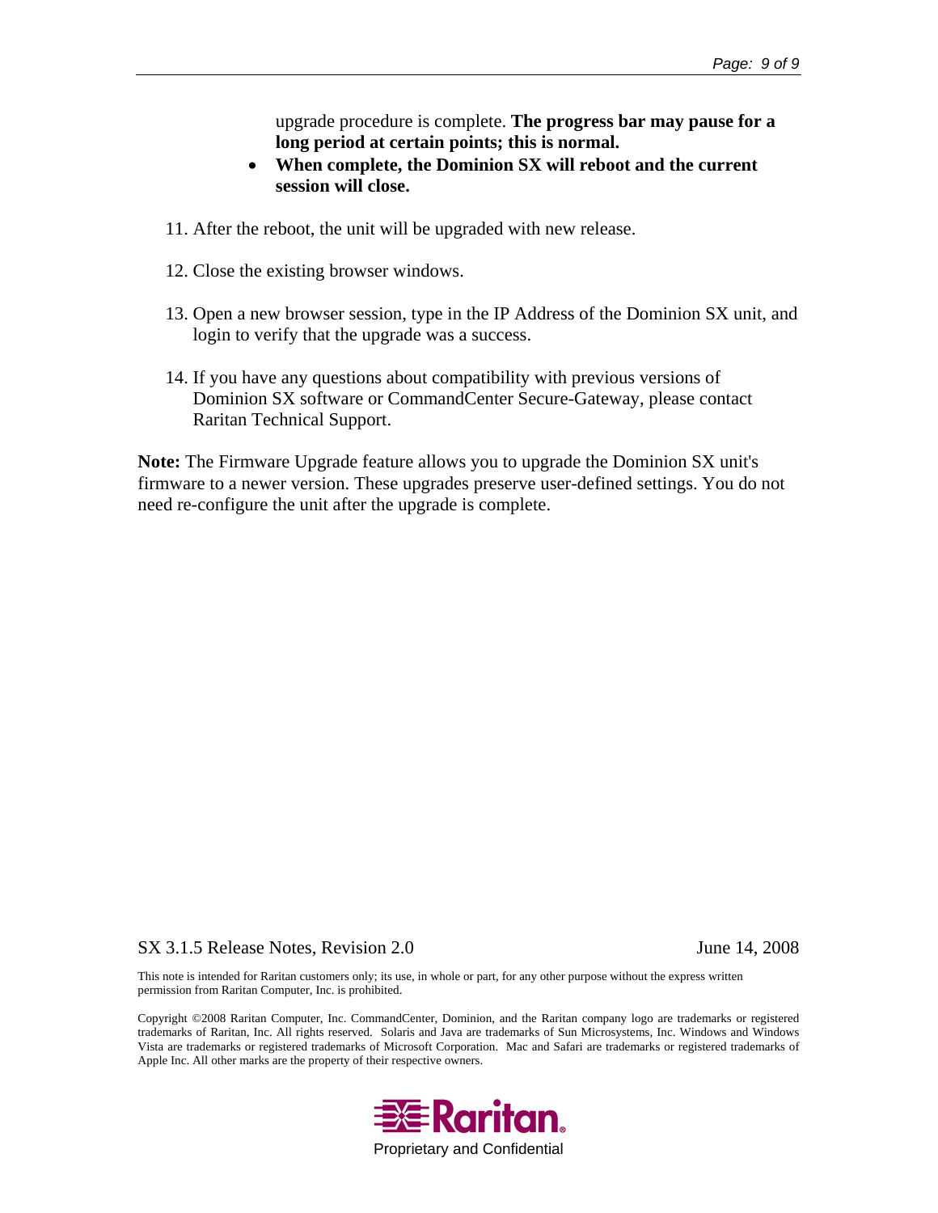upgrade procedure is complete. **The progress bar may pause for a long period at certain points; this is normal.**

- **When complete, the Dominion SX will reboot and the current session will close.**

11. After the reboot, the unit will be upgraded with new release.

12. Close the existing browser windows.

13. Open a new browser session, type in the IP Address of the Dominion SX unit, and login to verify that the upgrade was a success.

14. If you have any questions about compatibility with previous versions of Dominion SX software or CommandCenter Secure-Gateway, please contact Raritan Technical Support.

**Note:** The Firmware Upgrade feature allows you to upgrade the Dominion SX unit's firmware to a newer version. These upgrades preserve user-defined settings. You do not need re-configure the unit after the upgrade is complete.

SX 3.1.5 Release Notes, Revision 2.0 June 14, 2008

This note is intended for Raritan customers only; its use, in whole or part, for any other purpose without the express written permission from Raritan Computer, Inc. is prohibited.

Copyright ©2008 Raritan Computer, Inc. CommandCenter, Dominion, and the Raritan company logo are trademarks or registered trademarks of Raritan, Inc. All rights reserved. Solaris and Java are trademarks of Sun Microsystems, Inc. Windows and Windows Vista are trademarks or registered trademarks of Microsoft Corporation. Mac and Safari are trademarks or registered trademarks of Apple Inc. All other marks are the property of their respective owners.

Raritan.

Proprietary and Confidential